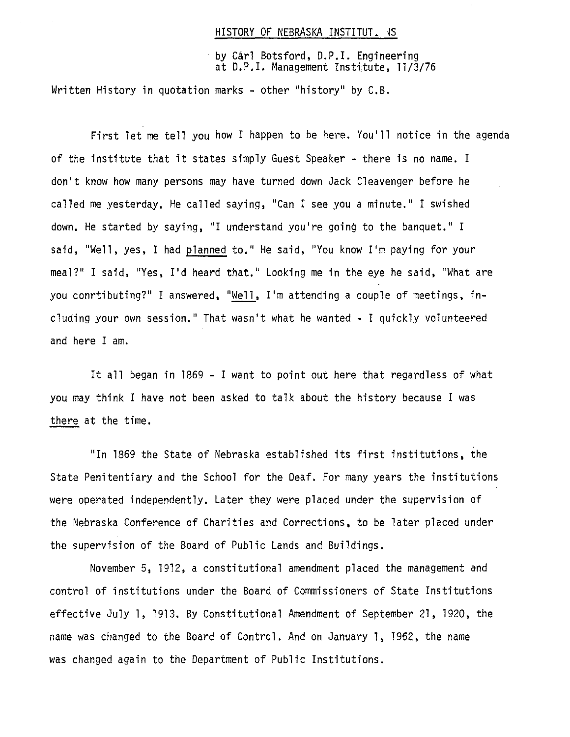HISTORY OF NEBRASKA INSTITUT. NS

by Cârl Botsford, D.P.I. Engineering
at D.P.I. Management Institute, 11/3/76

Written History in quotation marks - other "history" by C.B.

First let me tell you how I happen to be here. You'll notice in the agenda of the institute that it states simply Guest Speaker - there is no name. I don't know how many persons may have turned down Jack Cleavenger before he called me yesterday. He called saying, "Can I see you a minute." I swished down. He started by saying, "I understand you're going to the banquet." I said, "Well, yes, I had planned to." He said, "You know I'm paying for your meal?" I said, "Yes, I'd heard that." Looking me in the eye he said, "What are you conrtibuting?" I answered, "Well, I'm attending a couple of meetings, including your own session." That wasn't what he wanted - I quickly volunteered and here I am.

It all began in 1869 - I want to point out here that regardless of what you may think I have not been asked to talk about the history because I was there at the time.

"In 1869 the State of Nebraska established its first institutions, the State Penitentiary and the School for the Deaf. For many years the institutions were operated independently. Later they were placed under the supervision of the Nebraska Conference of Charities and Corrections, to be later placed under the supervision of the Board of Public Lands and Buildings.

November 5, 1912, a constitutional amendment placed the management and control of institutions under the Board of Commissioners of State Institutions effective July 1, 1913. By Constitutional Amendment of September 21, 1920, the name was changed to the Board of Control. And on January 1, 1962, the name was changed again to the Department of Public Institutions.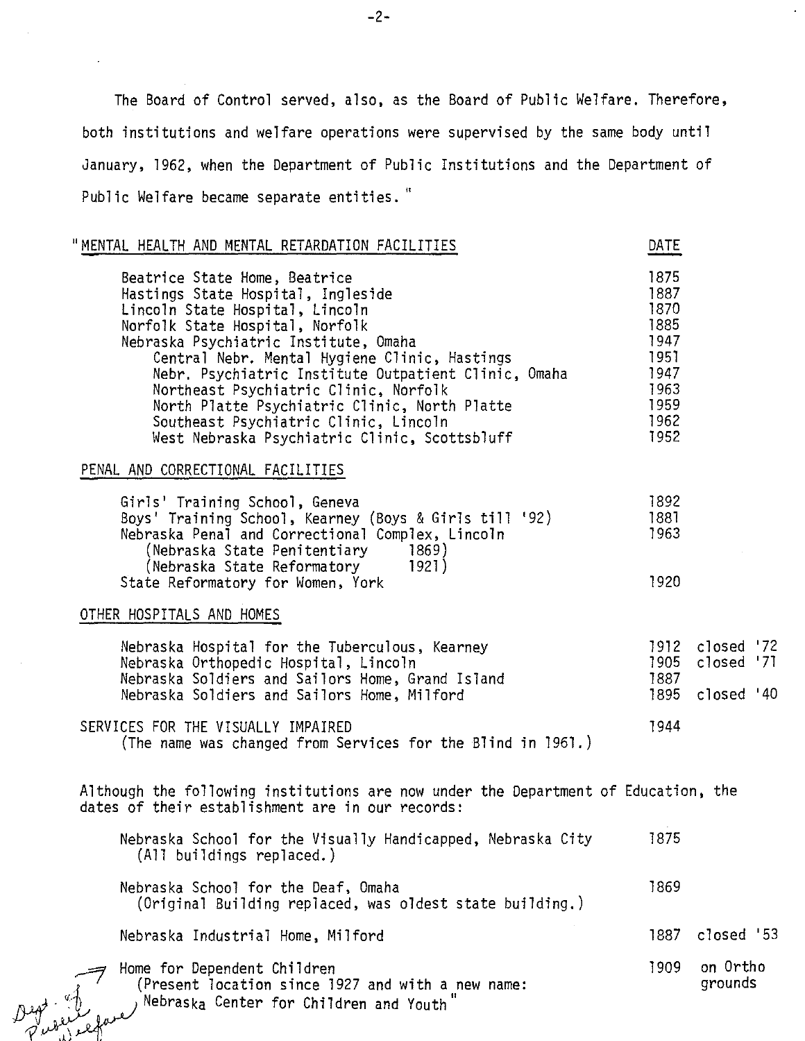The Board of Control served, also, as the Board of Public Welfare. Therefore, both institutions and welfare operations were supervised by the same body until January, 1962, when the Department of Public Institutions and the Department of Public Welfare became separate entities."

| "MENTAL HEALTH AND MENTAL RETARDATION FACILITIES | DATE | |
|---|---|---|
| Beatrice State Home, Beatrice | 1875 | |
| Hastings State Hospital, Ingleside | 1887 | |
| Lincoln State Hospital, Lincoln | 1870 | |
| Norfolk State Hospital, Norfolk | 1885 | |
| Nebraska Psychiatric Institute, Omaha | 1947 | |
| Central Nebr. Mental Hygiene Clinic, Hastings | 1951 | |
| Nebr. Psychiatric Institute Outpatient Clinic, Omaha | 1947 | |
| Northeast Psychiatric Clinic, Norfolk | 1963 | |
| North Platte Psychiatric Clinic, North Platte | 1959 | |
| Southeast Psychiatric Clinic, Lincoln | 1962 | |
| West Nebraska Psychiatric Clinic, Scottsbluff | 1952 | |
| PENAL AND CORRECTIONAL FACILITIES | | |
| Girls' Training School, Geneva | 1892 | |
| Boys' Training School, Kearney (Boys & Girls till '92) | 1881 | |
| Nebraska Penal and Correctional Complex, Lincoln | 1963 | |
| (Nebraska State Penitentiary 1869) | | |
| (Nebraska State Reformatory 1921) | | |
| State Reformatory for Women, York | 1920 | |
| OTHER HOSPITALS AND HOMES | | |
| Nebraska Hospital for the Tuberculous, Kearney | 1912 | closed '72 |
| Nebraska Orthopedic Hospital, Lincoln | 1905 | closed '71 |
| Nebraska Soldiers and Sailors Home, Grand Island | 1887 | |
| Nebraska Soldiers and Sailors Home, Milford | 1895 | closed '40 |
| SERVICES FOR THE VISUALLY IMPAIRED (The name was changed from Services for the Blind in 1961.) | 1944 | |

Although the following institutions are now under the Department of Education, the dates of their establishment are in our records:

| | | |
|---|---|---|
| Nebraska School for the Visually Handicapped, Nebraska City (All buildings replaced.) | 1875 | |
| Nebraska School for the Deaf, Omaha (Original Building replaced, was oldest state building.) | 1869 | |
| Nebraska Industrial Home, Milford | 1887 | closed '53 |
| Home for Dependent Children (Present location since 1927 and with a new name: Nebraska Center for Children and Youth" | 1909 | on Ortho grounds |

Dept. of Public Welfare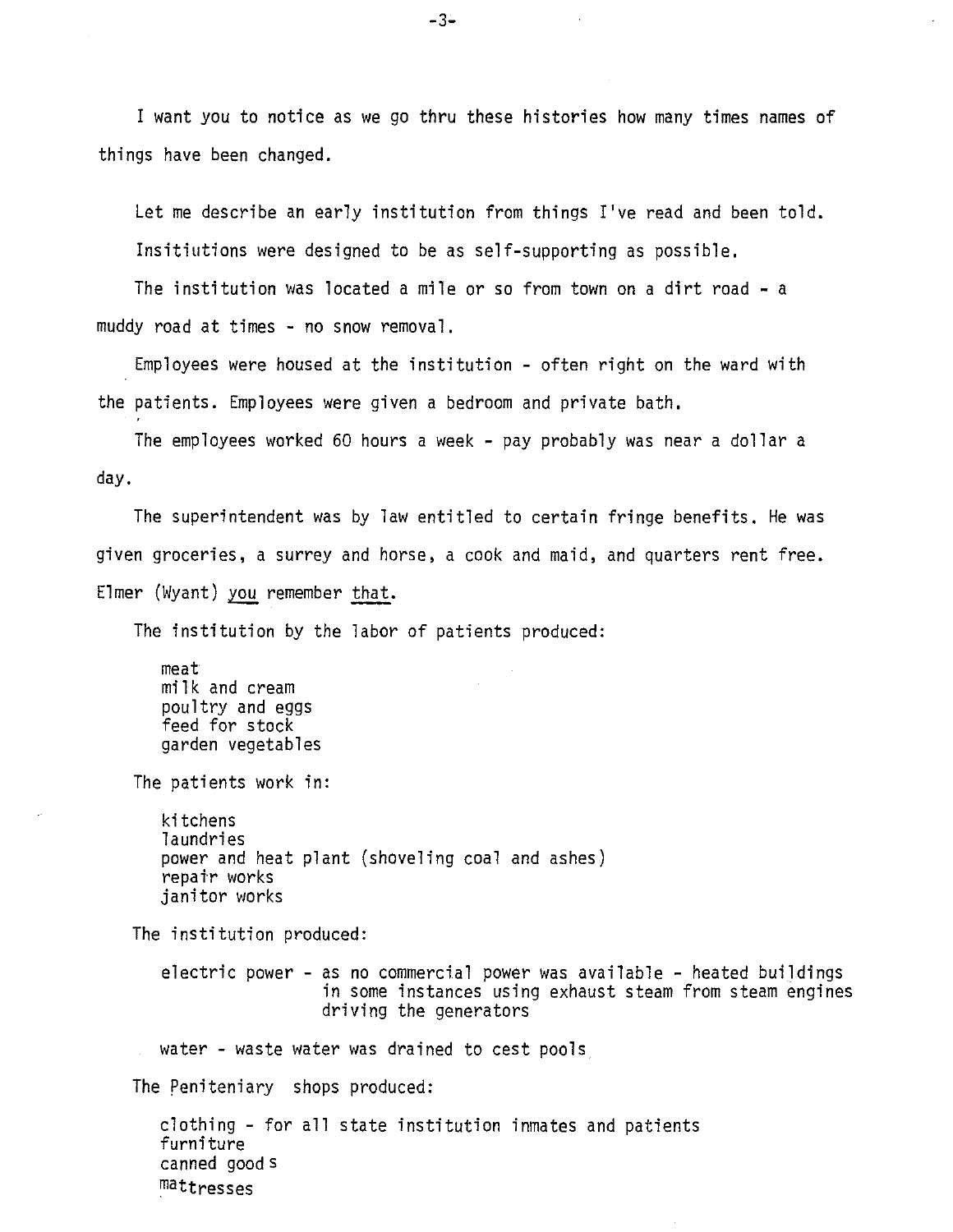I want you to notice as we go thru these histories how many times names of things have been changed.

Let me describe an early institution from things I've read and been told.

Insitiutions were designed to be as self-supporting as possible.

The institution was located a mile or so from town on a dirt road - a muddy road at times - no snow removal.

Employees were housed at the institution - often right on the ward with the patients. Employees were given a bedroom and private bath.

The employees worked 60 hours a week - pay probably was near a dollar a day.

The superintendent was by law entitled to certain fringe benefits. He was given groceries, a surrey and horse, a cook and maid, and quarters rent free. Elmer (Wyant) <u>you</u> remember <u>that</u>.

The institution by the labor of patients produced:

- meat
- milk and cream
- poultry and eggs
- feed for stock
- garden vegetables

The patients work in:

- kitchens
- laundries
- power and heat plant (shoveling coal and ashes)
- repair works
- janitor works

The institution produced:

- electric power - as no commercial power was available - heated buildings in some instances using exhaust steam from steam engines driving the generators
- water - waste water was drained to cest pools

The Peniteniary shops produced:

- clothing - for all state institution inmates and patients
- furniture
- canned goods
- mattresses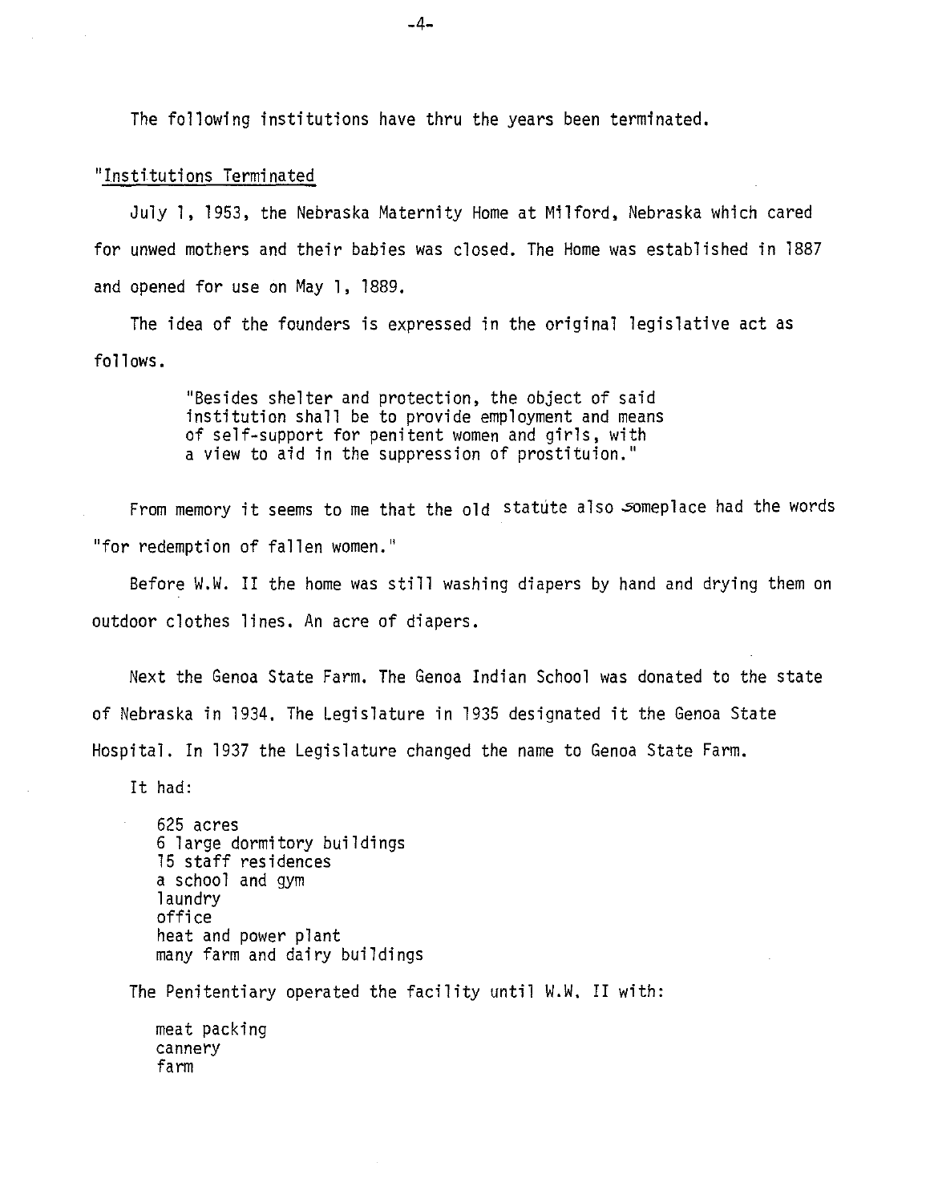The following institutions have thru the years been terminated.

"Institutions Terminated

July 1, 1953, the Nebraska Maternity Home at Milford, Nebraska which cared for unwed mothers and their babies was closed. The Home was established in 1887 and opened for use on May 1, 1889.

The idea of the founders is expressed in the original legislative act as follows.

> "Besides shelter and protection, the object of said institution shall be to provide employment and means of self-support for penitent women and girls, with a view to aid in the suppression of prostituion."

From memory it seems to me that the old statute also someplace had the words "for redemption of fallen women."

Before W.W. II the home was still washing diapers by hand and drying them on outdoor clothes lines. An acre of diapers.

Next the Genoa State Farm. The Genoa Indian School was donated to the state of Nebraska in 1934. The Legislature in 1935 designated it the Genoa State Hospital. In 1937 the Legislature changed the name to Genoa State Farm.

It had:

625 acres
6 large dormitory buildings
15 staff residences
a school and gym
laundry
office
heat and power plant
many farm and dairy buildings

The Penitentiary operated the facility until W.W. II with:

meat packing
cannery
farm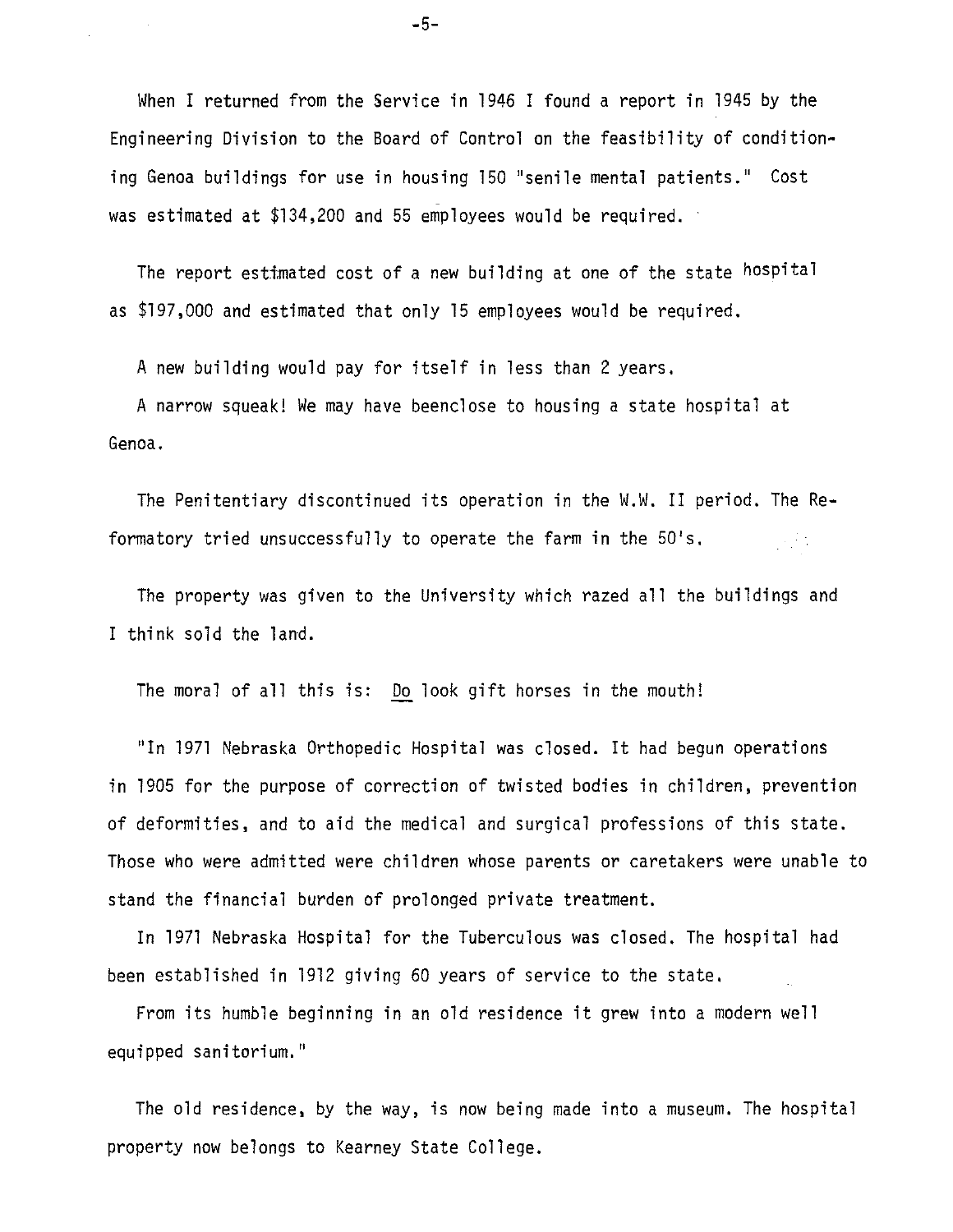When I returned from the Service in 1946 I found a report in 1945 by the Engineering Division to the Board of Control on the feasibility of conditioning Genoa buildings for use in housing 150 "senile mental patients." Cost was estimated at $134,200 and 55 employees would be required.

The report estimated cost of a new building at one of the state hospital as $197,000 and estimated that only 15 employees would be required.

A new building would pay for itself in less than 2 years.

A narrow squeak! We may have beenclose to housing a state hospital at Genoa.

The Penitentiary discontinued its operation in the W.W. II period. The Reformatory tried unsuccessfully to operate the farm in the 50's.

The property was given to the University which razed all the buildings and I think sold the land.

The moral of all this is: Do look gift horses in the mouth!

"In 1971 Nebraska Orthopedic Hospital was closed. It had begun operations in 1905 for the purpose of correction of twisted bodies in children, prevention of deformities, and to aid the medical and surgical professions of this state. Those who were admitted were children whose parents or caretakers were unable to stand the financial burden of prolonged private treatment.

In 1971 Nebraska Hospital for the Tuberculous was closed. The hospital had been established in 1912 giving 60 years of service to the state.

From its humble beginning in an old residence it grew into a modern well equipped sanitorium."

The old residence, by the way, is now being made into a museum. The hospital property now belongs to Kearney State College.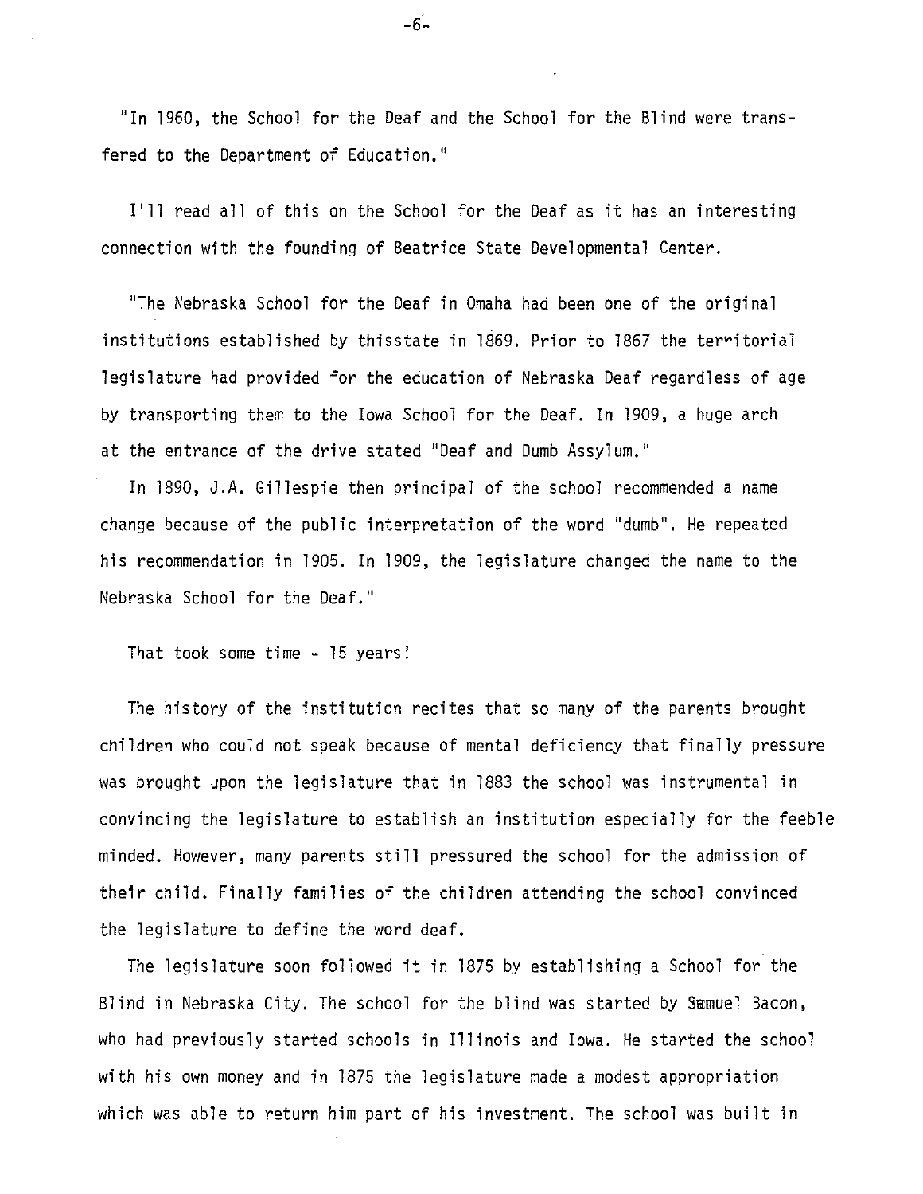"In 1960, the School for the Deaf and the School for the Blind were transfered to the Department of Education."

I'll read all of this on the School for the Deaf as it has an interesting connection with the founding of Beatrice State Developmental Center.

"The Nebraska School for the Deaf in Omaha had been one of the original institutions established by thisstate in 1869. Prior to 1867 the territorial legislature had provided for the education of Nebraska Deaf regardless of age by transporting them to the Iowa School for the Deaf. In 1909, a huge arch at the entrance of the drive stated "Deaf and Dumb Assylum."

In 1890, J.A. Gillespie then principal of the school recommended a name change because of the public interpretation of the word "dumb". He repeated his recommendation in 1905. In 1909, the legislature changed the name to the Nebraska School for the Deaf."

That took some time - 15 years!

The history of the institution recites that so many of the parents brought children who could not speak because of mental deficiency that finally pressure was brought upon the legislature that in 1883 the school was instrumental in convincing the legislature to establish an institution especially for the feeble minded. However, many parents still pressured the school for the admission of their child. Finally families of the children attending the school convinced the legislature to define the word deaf.

The legislature soon followed it in 1875 by establishing a School for the Blind in Nebraska City. The school for the blind was started by Samuel Bacon, who had previously started schools in Illinois and Iowa. He started the school with his own money and in 1875 the legislature made a modest appropriation which was able to return him part of his investment. The school was built in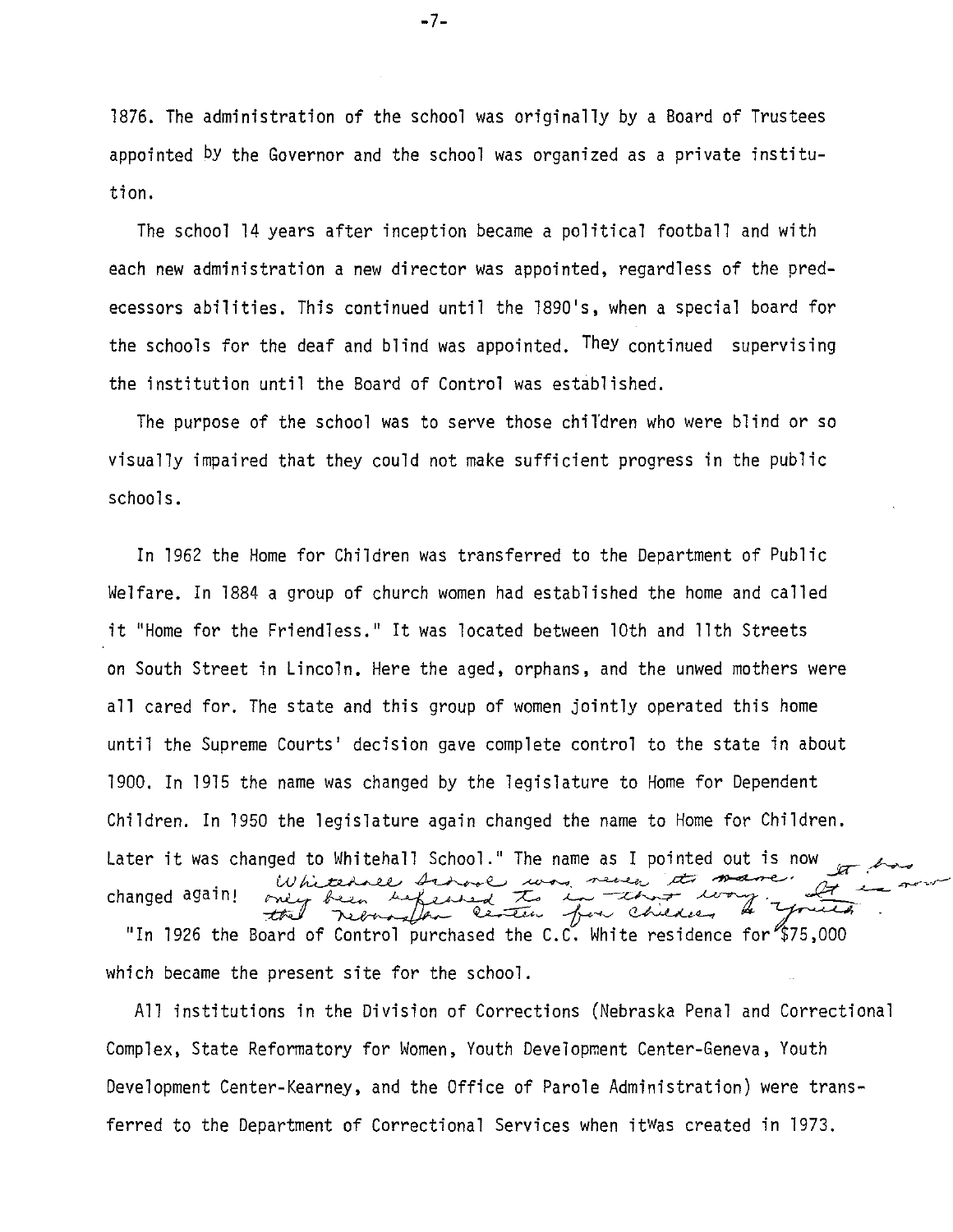1876. The administration of the school was originally by a Board of Trustees appointed by the Governor and the school was organized as a private institution.

The school 14 years after inception became a political football and with each new administration a new director was appointed, regardless of the predecessors abilities. This continued until the 1890's, when a special board for the schools for the deaf and blind was appointed. They continued supervising the institution until the Board of Control was established.

The purpose of the school was to serve those children who were blind or so visually impaired that they could not make sufficient progress in the public schools.

In 1962 the Home for Children was transferred to the Department of Public Welfare. In 1884 a group of church women had established the home and called it "Home for the Friendless." It was located between 10th and 11th Streets on South Street in Lincoln. Here the aged, orphans, and the unwed mothers were all cared for. The state and this group of women jointly operated this home until the Supreme Courts' decision gave complete control to the state in about 1900. In 1915 the name was changed by the legislature to Home for Dependent Children. In 1950 the legislature again changed the name to Home for Children. Later it was changed to Whitehall School." The name as I pointed out is now changed again! *Whitehall School was never its name. It has only been referred to in that way. It is now the Nebraska Center for Children & Youth.*

"In 1926 the Board of Control purchased the C.C. White residence for $75,000 which became the present site for the school.

All institutions in the Division of Corrections (Nebraska Penal and Correctional Complex, State Reformatory for Women, Youth Development Center-Geneva, Youth Development Center-Kearney, and the Office of Parole Administration) were transferred to the Department of Correctional Services when itWas created in 1973.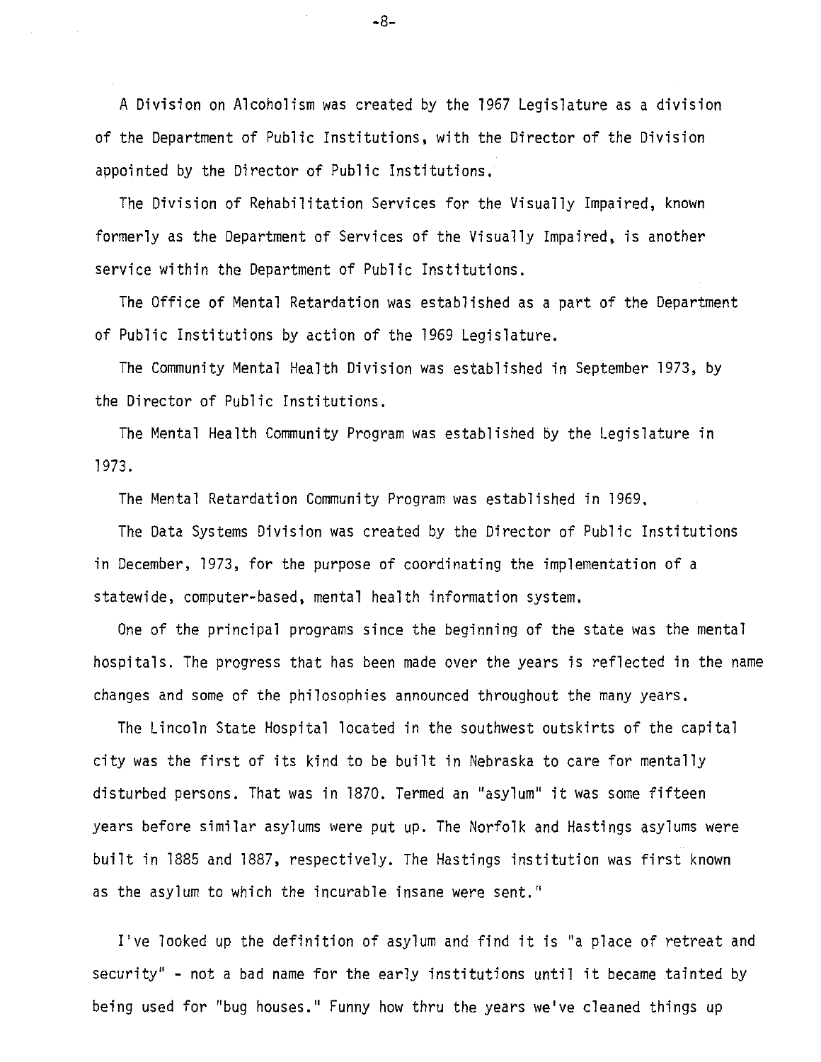A Division on Alcoholism was created by the 1967 Legislature as a division of the Department of Public Institutions, with the Director of the Division appointed by the Director of Public Institutions.

The Division of Rehabilitation Services for the Visually Impaired, known formerly as the Department of Services of the Visually Impaired, is another service within the Department of Public Institutions.

The Office of Mental Retardation was established as a part of the Department of Public Institutions by action of the 1969 Legislature.

The Community Mental Health Division was established in September 1973, by the Director of Public Institutions.

The Mental Health Community Program was established by the Legislature in 1973.

The Mental Retardation Community Program was established in 1969.

The Data Systems Division was created by the Director of Public Institutions in December, 1973, for the purpose of coordinating the implementation of a statewide, computer-based, mental health information system.

One of the principal programs since the beginning of the state was the mental hospitals. The progress that has been made over the years is reflected in the name changes and some of the philosophies announced throughout the many years.

The Lincoln State Hospital located in the southwest outskirts of the capital city was the first of its kind to be built in Nebraska to care for mentally disturbed persons. That was in 1870. Termed an "asylum" it was some fifteen years before similar asylums were put up. The Norfolk and Hastings asylums were built in 1885 and 1887, respectively. The Hastings institution was first known as the asylum to which the incurable insane were sent."

I've looked up the definition of asylum and find it is "a place of retreat and security" - not a bad name for the early institutions until it became tainted by being used for "bug houses." Funny how thru the years we've cleaned things up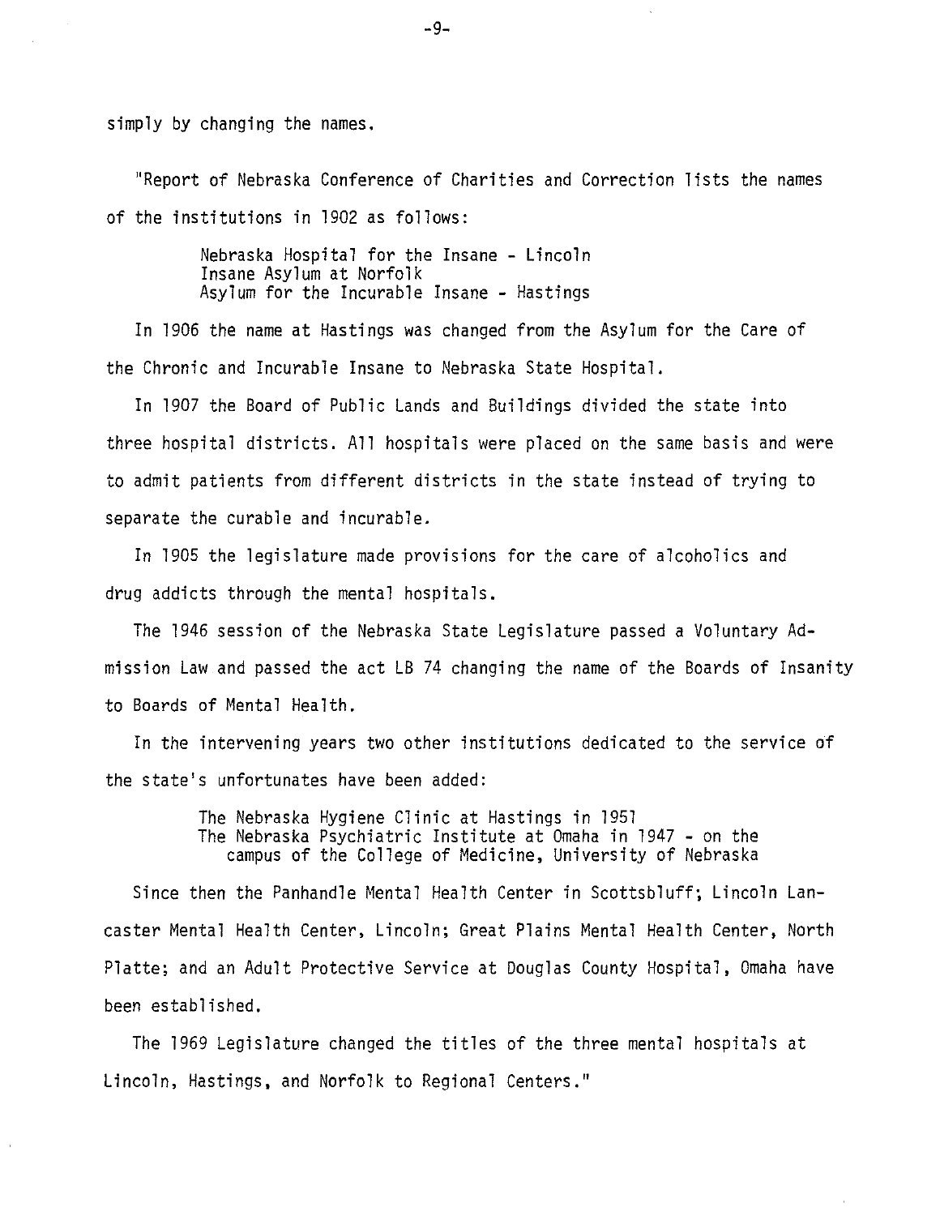simply by changing the names.

"Report of Nebraska Conference of Charities and Correction lists the names of the institutions in 1902 as follows:

> Nebraska Hospital for the Insane - Lincoln
> Insane Asylum at Norfolk
> Asylum for the Incurable Insane - Hastings

In 1906 the name at Hastings was changed from the Asylum for the Care of the Chronic and Incurable Insane to Nebraska State Hospital.

In 1907 the Board of Public Lands and Buildings divided the state into three hospital districts. All hospitals were placed on the same basis and were to admit patients from different districts in the state instead of trying to separate the curable and incurable.

In 1905 the legislature made provisions for the care of alcoholics and drug addicts through the mental hospitals.

The 1946 session of the Nebraska State Legislature passed a Voluntary Admission Law and passed the act LB 74 changing the name of the Boards of Insanity to Boards of Mental Health.

In the intervening years two other institutions dedicated to the service of the state's unfortunates have been added:

> The Nebraska Hygiene Clinic at Hastings in 1951
> The Nebraska Psychiatric Institute at Omaha in 1947 - on the campus of the College of Medicine, University of Nebraska

Since then the Panhandle Mental Health Center in Scottsbluff; Lincoln Lancaster Mental Health Center, Lincoln; Great Plains Mental Health Center, North Platte; and an Adult Protective Service at Douglas County Hospital, Omaha have been established.

The 1969 Legislature changed the titles of the three mental hospitals at Lincoln, Hastings, and Norfolk to Regional Centers."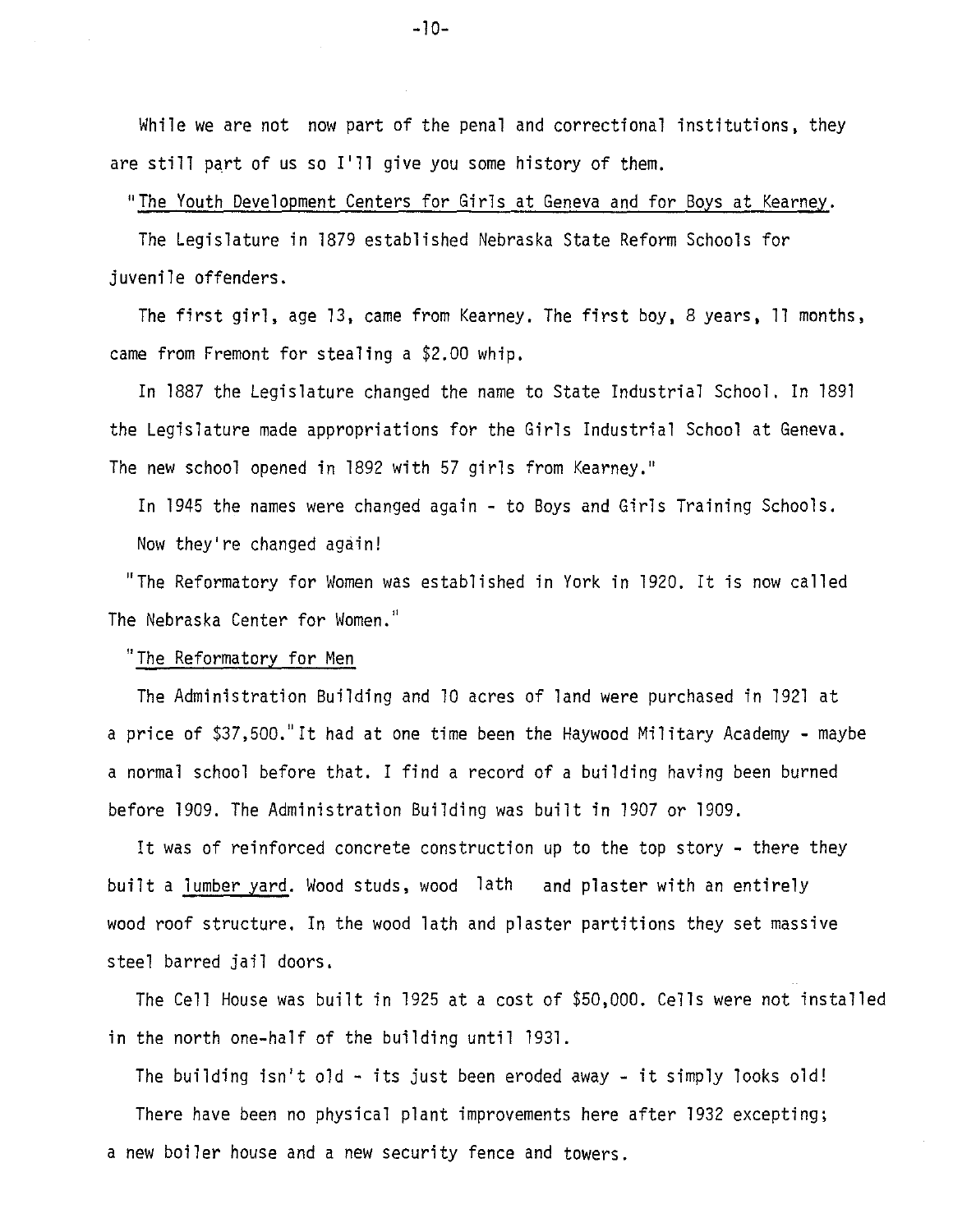While we are not now part of the penal and correctional institutions, they are still part of us so I'll give you some history of them.

"<u>The Youth Development Centers for Girls at Geneva and for Boys at Kearney</u>.

The Legislature in 1879 established Nebraska State Reform Schools for juvenile offenders.

The first girl, age 13, came from Kearney. The first boy, 8 years, 11 months, came from Fremont for stealing a $2.00 whip.

In 1887 the Legislature changed the name to State Industrial School. In 1891 the Legislature made appropriations for the Girls Industrial School at Geneva. The new school opened in 1892 with 57 girls from Kearney."

In 1945 the names were changed again - to Boys and Girls Training Schools. Now they're changed again!

"The Reformatory for Women was established in York in 1920. It is now called The Nebraska Center for Women."

"<u>The Reformatory for Men</u>

The Administration Building and 10 acres of land were purchased in 1921 at a price of $37,500."It had at one time been the Haywood Military Academy - maybe a normal school before that. I find a record of a building having been burned before 1909. The Administration Building was built in 1907 or 1909.

It was of reinforced concrete construction up to the top story - there they built a <u>lumber yard</u>. Wood studs, wood lath and plaster with an entirely wood roof structure. In the wood lath and plaster partitions they set massive steel barred jail doors.

The Cell House was built in 1925 at a cost of $50,000. Cells were not installed in the north one-half of the building until 1931.

The building isn't old - its just been eroded away - it simply looks old!

There have been no physical plant improvements here after 1932 excepting; a new boiler house and a new security fence and towers.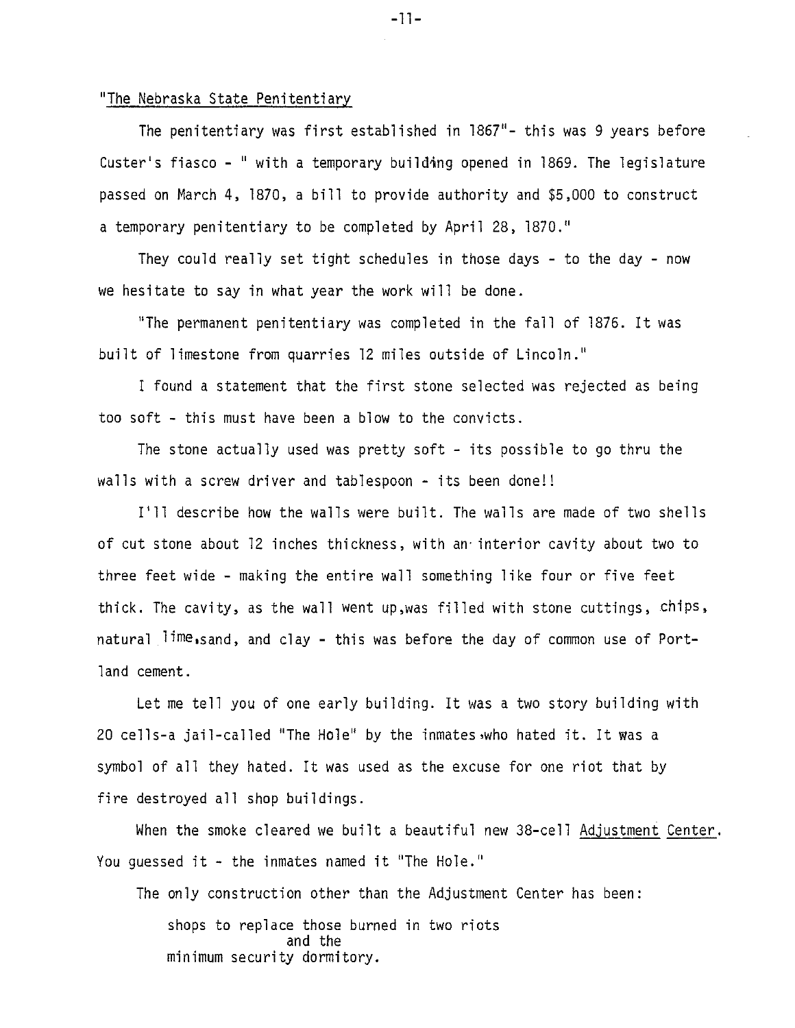"The Nebraska State Penitentiary

The penitentiary was first established in 1867"- this was 9 years before Custer's fiasco - " with a temporary building opened in 1869. The legislature passed on March 4, 1870, a bill to provide authority and $5,000 to construct a temporary penitentiary to be completed by April 28, 1870."

They could really set tight schedules in those days - to the day - now we hesitate to say in what year the work will be done.

"The permanent penitentiary was completed in the fall of 1876. It was built of limestone from quarries 12 miles outside of Lincoln."

I found a statement that the first stone selected was rejected as being too soft - this must have been a blow to the convicts.

The stone actually used was pretty soft - its possible to go thru the walls with a screw driver and tablespoon - its been done!!

I'll describe how the walls were built. The walls are made of two shells of cut stone about 12 inches thickness, with an interior cavity about two to three feet wide - making the entire wall something like four or five feet thick. The cavity, as the wall went up,was filled with stone cuttings, chips, natural lime,sand, and clay - this was before the day of common use of Portland cement.

Let me tell you of one early building. It was a two story building with 20 cells-a jail-called "The Hole" by the inmates who hated it. It was a symbol of all they hated. It was used as the excuse for one riot that by fire destroyed all shop buildings.

When the smoke cleared we built a beautiful new 38-cell Adjustment Center. You guessed it - the inmates named it "The Hole."

The only construction other than the Adjustment Center has been:

shops to replace those burned in two riots
and the
minimum security dormitory.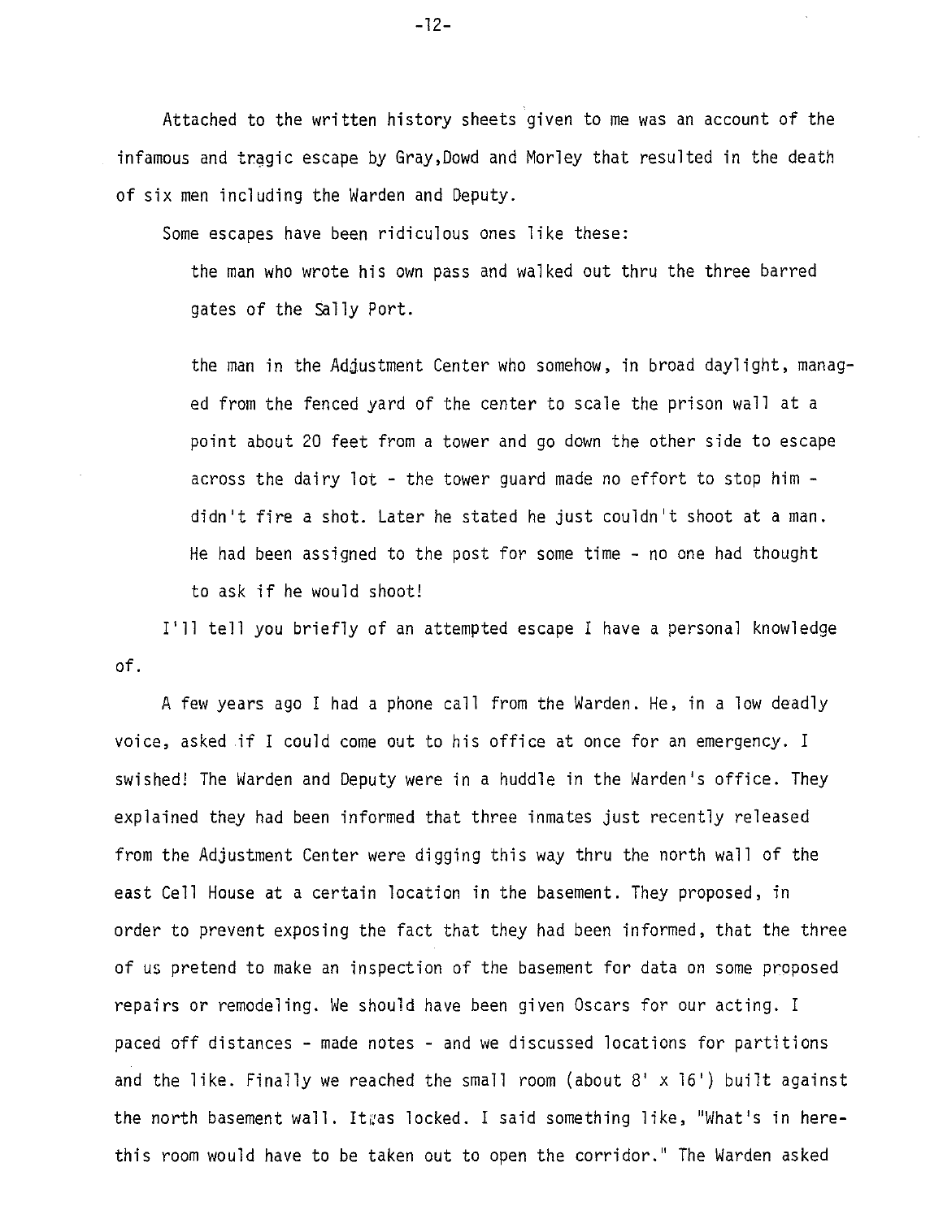Attached to the written history sheets given to me was an account of the infamous and tragic escape by Gray,Dowd and Morley that resulted in the death of six men including the Warden and Deputy.

Some escapes have been ridiculous ones like these:

> the man who wrote his own pass and walked out thru the three barred gates of the Sally Port.
>
> the man in the Adjustment Center who somehow, in broad daylight, managed from the fenced yard of the center to scale the prison wall at a point about 20 feet from a tower and go down the other side to escape across the dairy lot - the tower guard made no effort to stop him - didn't fire a shot. Later he stated he just couldn't shoot at a man. He had been assigned to the post for some time - no one had thought to ask if he would shoot!

I'll tell you briefly of an attempted escape I have a personal knowledge of.

A few years ago I had a phone call from the Warden. He, in a low deadly voice, asked if I could come out to his office at once for an emergency. I swished! The Warden and Deputy were in a huddle in the Warden's office. They explained they had been informed that three inmates just recently released from the Adjustment Center were digging this way thru the north wall of the east Cell House at a certain location in the basement. They proposed, in order to prevent exposing the fact that they had been informed, that the three of us pretend to make an inspection of the basement for data on some proposed repairs or remodeling. We should have been given Oscars for our acting. I paced off distances - made notes - and we discussed locations for partitions and the like. Finally we reached the small room (about 8' x 16') built against the north basement wall. It was locked. I said something like, "What's in here- this room would have to be taken out to open the corridor." The Warden asked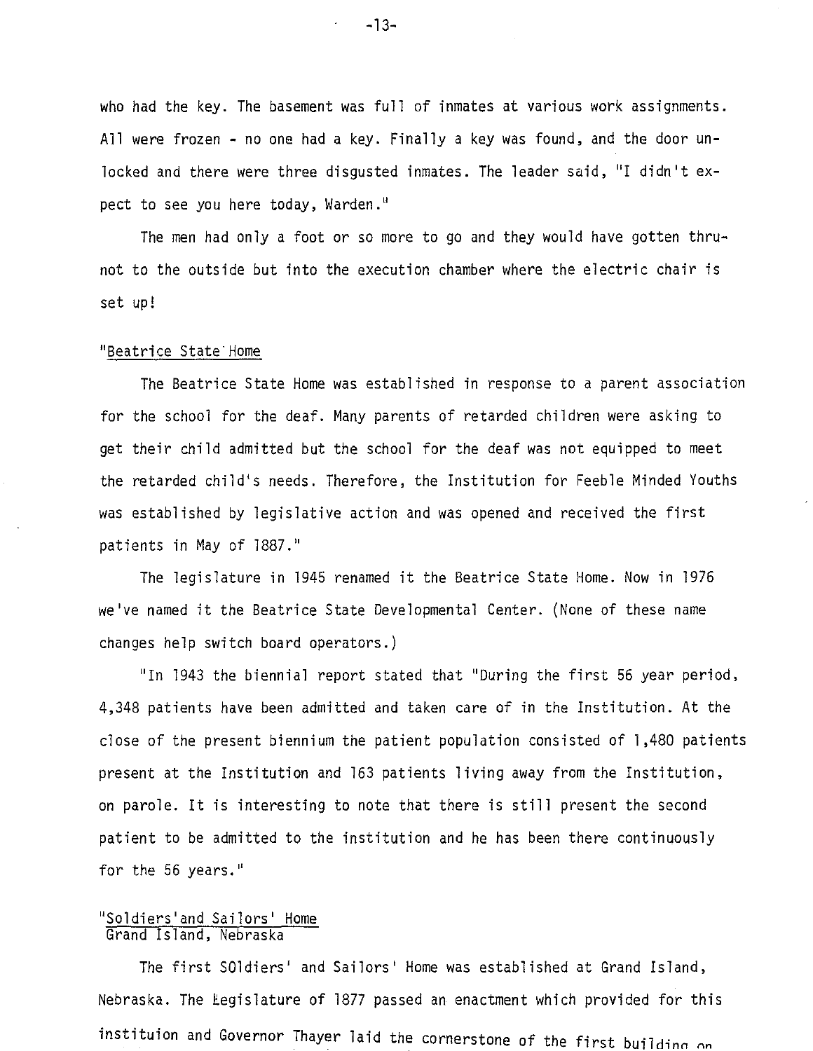who had the key. The basement was full of inmates at various work assignments. All were frozen - no one had a key. Finally a key was found, and the door unlocked and there were three disgusted inmates. The leader said, "I didn't expect to see you here today, Warden."

The men had only a foot or so more to go and they would have gotten thru- not to the outside but into the execution chamber where the electric chair is set up!

"<u>Beatrice State Home</u>

The Beatrice State Home was established in response to a parent association for the school for the deaf. Many parents of retarded children were asking to get their child admitted but the school for the deaf was not equipped to meet the retarded child's needs. Therefore, the Institution for Feeble Minded Youths was established by legislative action and was opened and received the first patients in May of 1887."

The legislature in 1945 renamed it the Beatrice State Home. Now in 1976 we've named it the Beatrice State Developmental Center. (None of these name changes help switch board operators.)

"In 1943 the biennial report stated that "During the first 56 year period, 4,348 patients have been admitted and taken care of in the Institution. At the close of the present biennium the patient population consisted of 1,480 patients present at the Institution and 163 patients living away from the Institution, on parole. It is interesting to note that there is still present the second patient to be admitted to the institution and he has been there continuously for the 56 years."

"<u>Soldiers'and Sailors' Home</u>
<u>Grand Island, Nebraska</u>

The first SOldiers' and Sailors' Home was established at Grand Island, Nebraska. The Legislature of 1877 passed an enactment which provided for this instituion and Governor Thayer laid the cornerstone of the first building on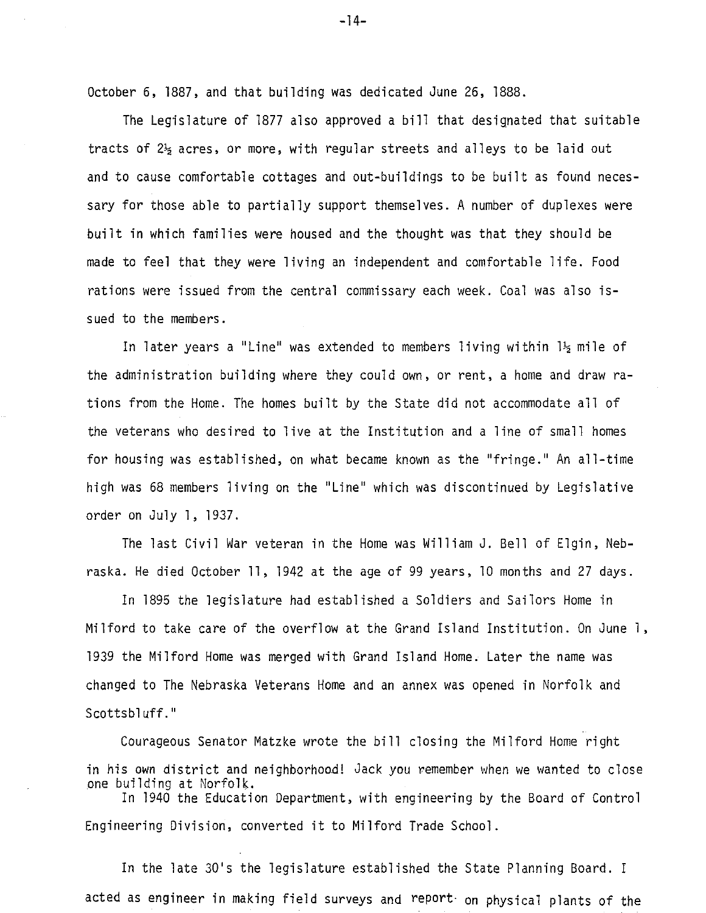October 6, 1887, and that building was dedicated June 26, 1888.

The Legislature of 1877 also approved a bill that designated that suitable tracts of 2½ acres, or more, with regular streets and alleys to be laid out and to cause comfortable cottages and out-buildings to be built as found necessary for those able to partially support themselves. A number of duplexes were built in which families were housed and the thought was that they should be made to feel that they were living an independent and comfortable life. Food rations were issued from the central commissary each week. Coal was also issued to the members.

In later years a "Line" was extended to members living within 1½ mile of the administration building where they could own, or rent, a home and draw rations from the Home. The homes built by the State did not accommodate all of the veterans who desired to live at the Institution and a line of small homes for housing was established, on what became known as the "fringe." An all-time high was 68 members living on the "Line" which was discontinued by Legislative order on July 1, 1937.

The last Civil War veteran in the Home was William J. Bell of Elgin, Nebraska. He died October 11, 1942 at the age of 99 years, 10 months and 27 days.

In 1895 the legislature had established a Soldiers and Sailors Home in Milford to take care of the overflow at the Grand Island Institution. On June 1, 1939 the Milford Home was merged with Grand Island Home. Later the name was changed to The Nebraska Veterans Home and an annex was opened in Norfolk and Scottsbluff."

Courageous Senator Matzke wrote the bill closing the Milford Home right in his own district and neighborhood! Jack you remember when we wanted to close one building at Norfolk.

In 1940 the Education Department, with engineering by the Board of Control Engineering Division, converted it to Milford Trade School.

In the late 30's the legislature established the State Planning Board. I acted as engineer in making field surveys and report on physical plants of the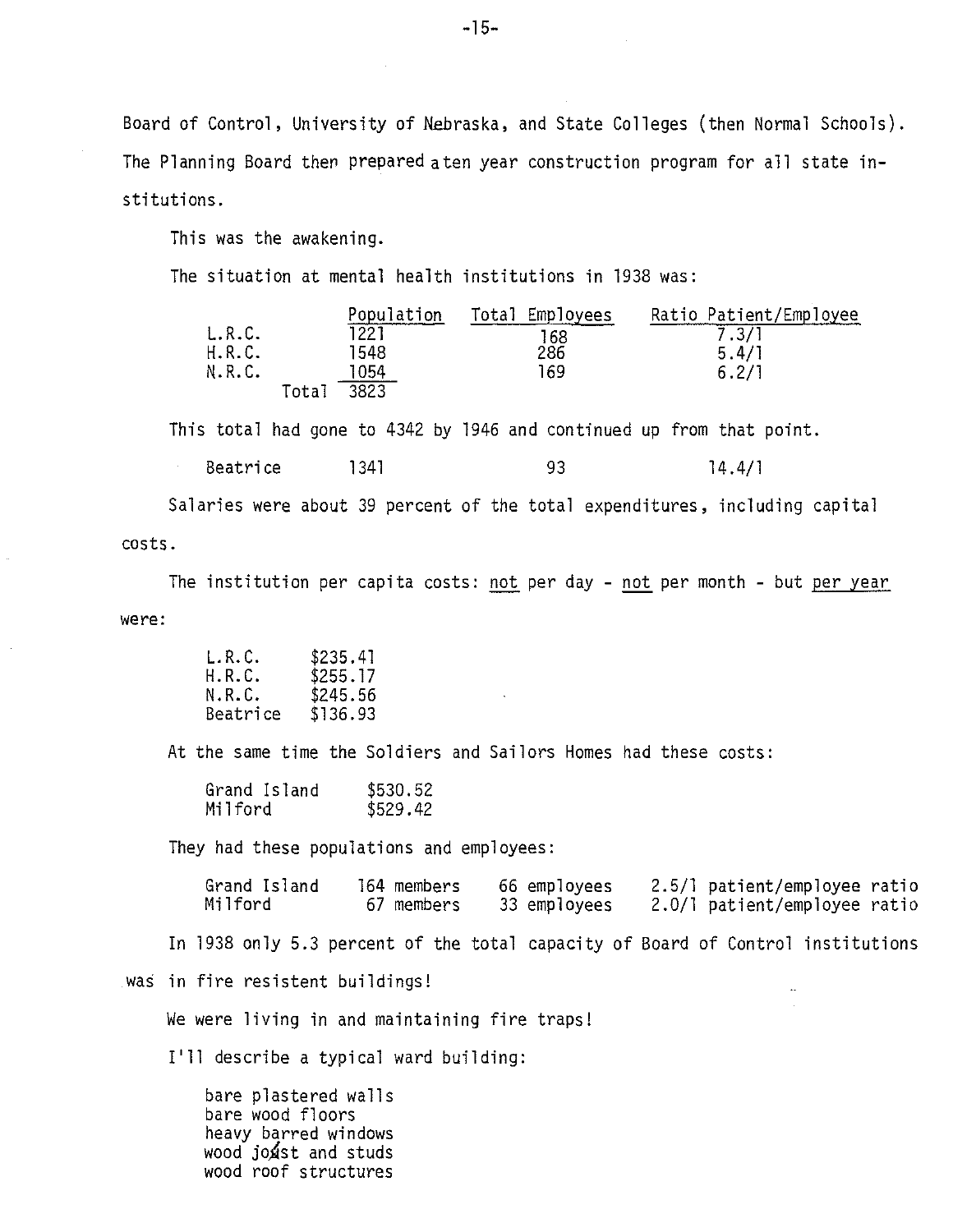Board of Control, University of Nebraska, and State Colleges (then Normal Schools). The Planning Board then prepared a ten year construction program for all state institutions.

This was the awakening.

The situation at mental health institutions in 1938 was:

| | Population | Total Employees | Ratio Patient/Employee |
|---|---|---|---|
| L.R.C. | 1221 | 168 | 7.3/1 |
| H.R.C. | 1548 | 286 | 5.4/1 |
| N.R.C. | 1054 | 169 | 6.2/1 |
| Total | 3823 | | |

This total had gone to 4342 by 1946 and continued up from that point.

| | | | |
|---|---|---|---|
| Beatrice | 1341 | 93 | 14.4/1 |

Salaries were about 39 percent of the total expenditures, including capital costs.

The institution per capita costs: <u>not</u> per day - <u>not</u> per month - but <u>per year</u> were:

| | |
|---|---|
| L.R.C. | $235.41 |
| H.R.C. | $255.17 |
| N.R.C. | $245.56 |
| Beatrice | $136.93 |

At the same time the Soldiers and Sailors Homes had these costs:

| | |
|---|---|
| Grand Island | $530.52 |
| Milford | $529.42 |

They had these populations and employees:

| | | | |
|---|---|---|---|
| Grand Island | 164 members | 66 employees | 2.5/1 patient/employee ratio |
| Milford | 67 members | 33 employees | 2.0/1 patient/employee ratio |

In 1938 only 5.3 percent of the total capacity of Board of Control institutions was in fire resistent buildings!

We were living in and maintaining fire traps!

I'll describe a typical ward building:

bare plastered walls
bare wood floors
heavy barred windows
wood joist and studs
wood roof structures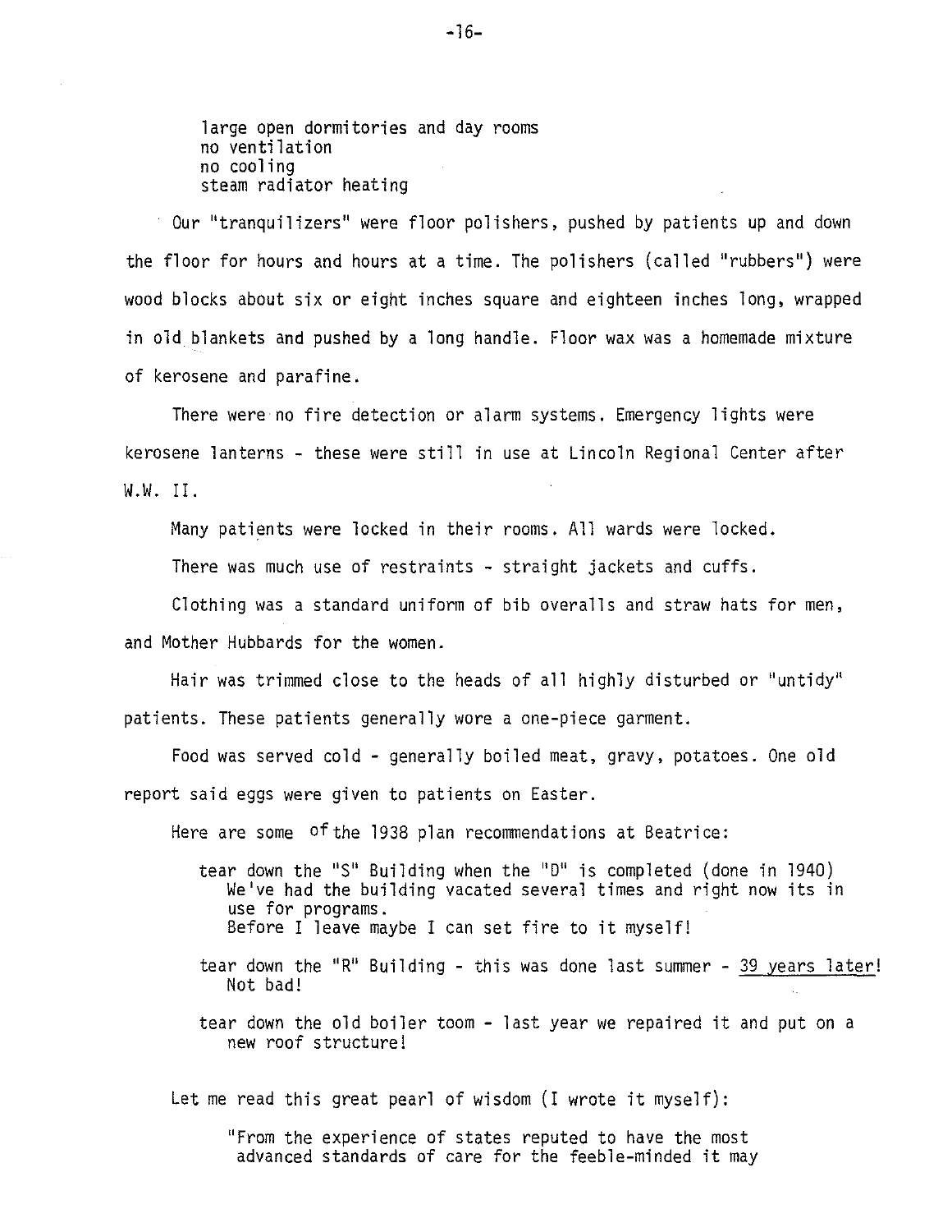large open dormitories and day rooms
no ventilation
no cooling
steam radiator heating

Our "tranquilizers" were floor polishers, pushed by patients up and down the floor for hours and hours at a time. The polishers (called "rubbers") were wood blocks about six or eight inches square and eighteen inches long, wrapped in old blankets and pushed by a long handle. Floor wax was a homemade mixture of kerosene and parafine.

There were no fire detection or alarm systems. Emergency lights were kerosene lanterns - these were still in use at Lincoln Regional Center after W.W. II.

Many patients were locked in their rooms. All wards were locked.

There was much use of restraints - straight jackets and cuffs.

Clothing was a standard uniform of bib overalls and straw hats for men, and Mother Hubbards for the women.

Hair was trimmed close to the heads of all highly disturbed or "untidy" patients. These patients generally wore a one-piece garment.

Food was served cold - generally boiled meat, gravy, potatoes. One old report said eggs were given to patients on Easter.

Here are some of the 1938 plan recommendations at Beatrice:

- tear down the "S" Building when the "D" is completed (done in 1940)
  We've had the building vacated several times and right now its in use for programs.
  Before I leave maybe I can set fire to it myself!
- tear down the "R" Building - this was done last summer - 39 years later! Not bad!
- tear down the old boiler toom - last year we repaired it and put on a new roof structure!

Let me read this great pearl of wisdom (I wrote it myself):

> "From the experience of states reputed to have the most advanced standards of care for the feeble-minded it may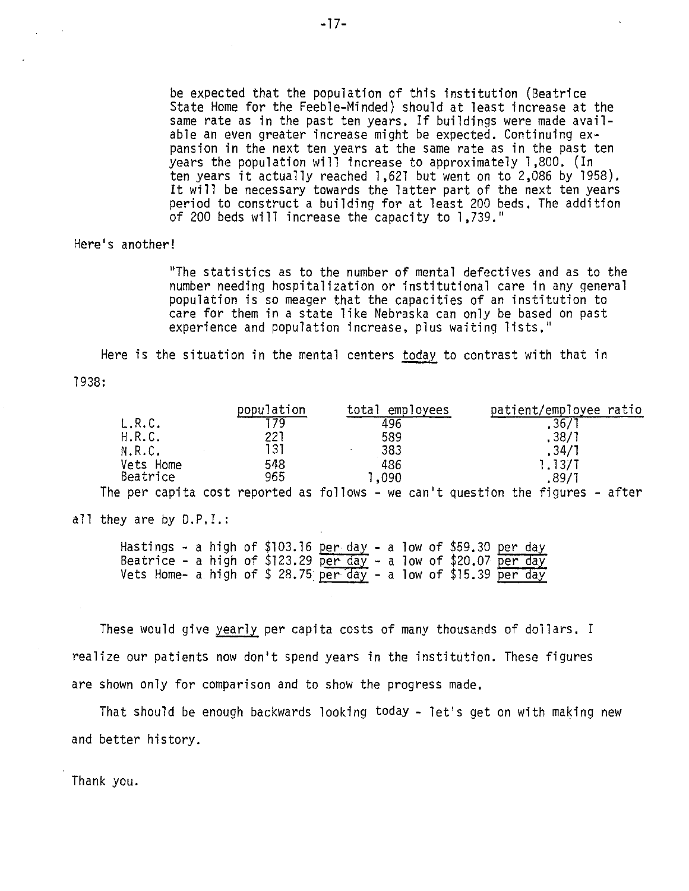> be expected that the population of this institution (Beatrice State Home for the Feeble-Minded) should at least increase at the same rate as in the past ten years. If buildings were made available an even greater increase might be expected. Continuing expansion in the next ten years at the same rate as in the past ten years the population will increase to approximately 1,800. (In ten years it actually reached 1,621 but went on to 2,086 by 1958). It will be necessary towards the latter part of the next ten years period to construct a building for at least 200 beds. The addition of 200 beds will increase the capacity to 1,739."

Here's another!

> "The statistics as to the number of mental defectives and as to the number needing hospitalization or institutional care in any general population is so meager that the capacities of an institution to care for them in a state like Nebraska can only be based on past experience and population increase, plus waiting lists."

Here is the situation in the mental centers <u>today</u> to contrast with that in 1938:

| | population | total employees | patient/employee ratio |
|---|---|---|---|
| L.R.C. | 179 | 496 | .36/1 |
| H.R.C. | 221 | 589 | .38/1 |
| N.R.C. | 131 | 383 | .34/1 |
| Vets Home | 548 | 486 | 1.13/1 |
| Beatrice | 965 | 1,090 | .89/1 |

The per capita cost reported as follows - we can't question the figures - after all they are by D.P.I.:

Hastings - a high of $103.16 <u>per day</u> - a low of $59.30 <u>per day</u>
Beatrice - a high of $123.29 <u>per day</u> - a low of $20.07 <u>per day</u>
Vets Home- a high of $ 28.75 <u>per day</u> - a low of $15.39 <u>per day</u>

These would give <u>yearly</u> per capita costs of many thousands of dollars. I realize our patients now don't spend years in the institution. These figures are shown only for comparison and to show the progress made.

That should be enough backwards looking today - let's get on with making new and better history.

Thank you.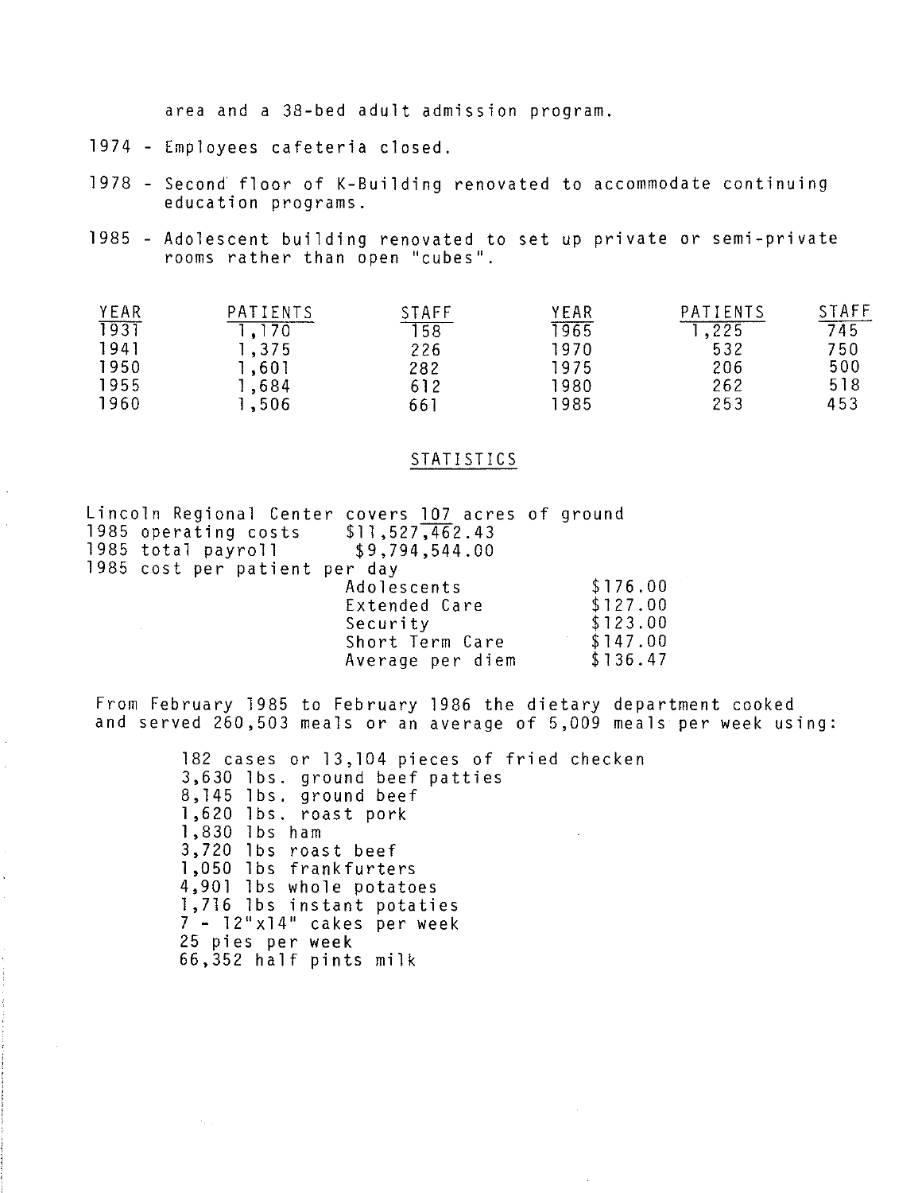area and a 38-bed adult admission program.

1974 - Employees cafeteria closed.

1978 - Second floor of K-Building renovated to accommodate continuing education programs.

1985 - Adolescent building renovated to set up private or semi-private rooms rather than open "cubes".

| YEAR | PATIENTS | STAFF | YEAR | PATIENTS | STAFF |
|---|---|---|---|---|---|
| 1931 | 1,170 | 158 | 1965 | 1,225 | 745 |
| 1941 | 1,375 | 226 | 1970 | 532 | 750 |
| 1950 | 1,601 | 282 | 1975 | 206 | 500 |
| 1955 | 1,684 | 612 | 1980 | 262 | 518 |
| 1960 | 1,506 | 661 | 1985 | 253 | 453 |

## STATISTICS

Lincoln Regional Center covers 107 acres of ground
1985 operating costs $11,527,462.43
1985 total payroll $9,794,544.00
1985 cost per patient per day

| | |
|---|---|
| Adolescents | $176.00 |
| Extended Care | $127.00 |
| Security | $123.00 |
| Short Term Care | $147.00 |
| Average per diem | $136.47 |

From February 1985 to February 1986 the dietary department cooked and served 260,503 meals or an average of 5,009 meals per week using:

- 182 cases or 13,104 pieces of fried checken
- 3,630 lbs. ground beef patties
- 8,145 lbs. ground beef
- 1,620 lbs. roast pork
- 1,830 lbs ham
- 3,720 lbs roast beef
- 1,050 lbs frankfurters
- 4,901 lbs whole potatoes
- 1,716 lbs instant potaties
- 7 - 12"x14" cakes per week
- 25 pies per week
- 66,352 half pints milk